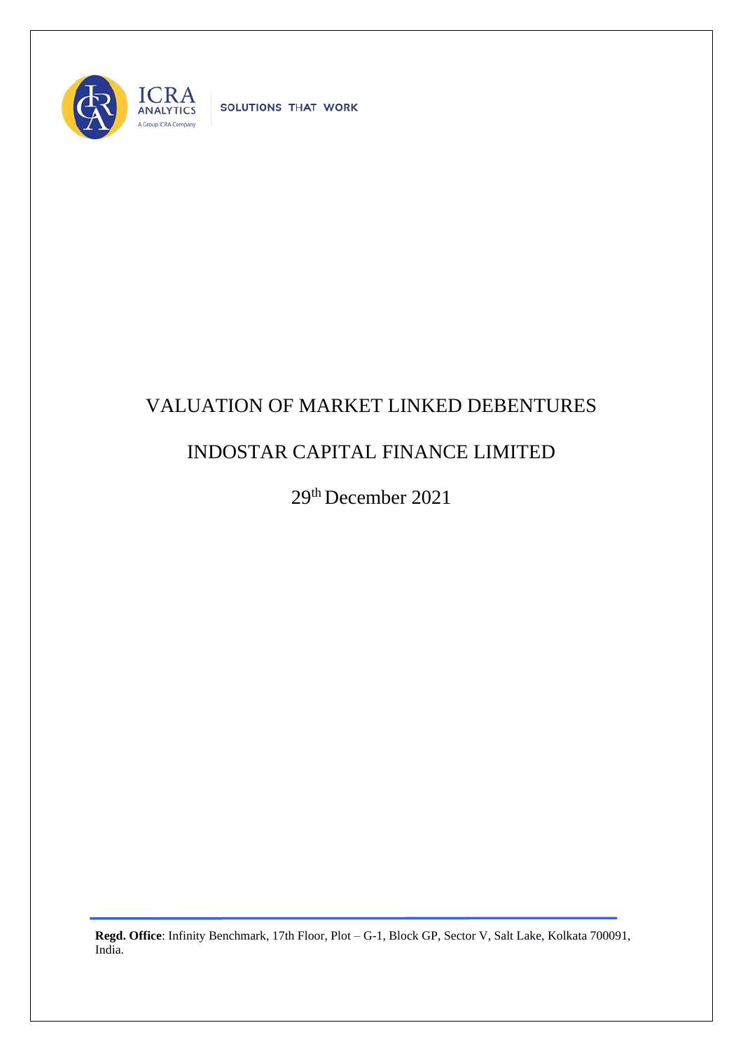# VALUATION OF MARKET LINKED DEBENTURES

# INDOSTAR CAPITAL FINANCE LIMITED

29th December 2021

**Regd. Office**: Infinity Benchmark, 17th Floor, Plot – G-1, Block GP, Sector V, Salt Lake, Kolkata 700091, India.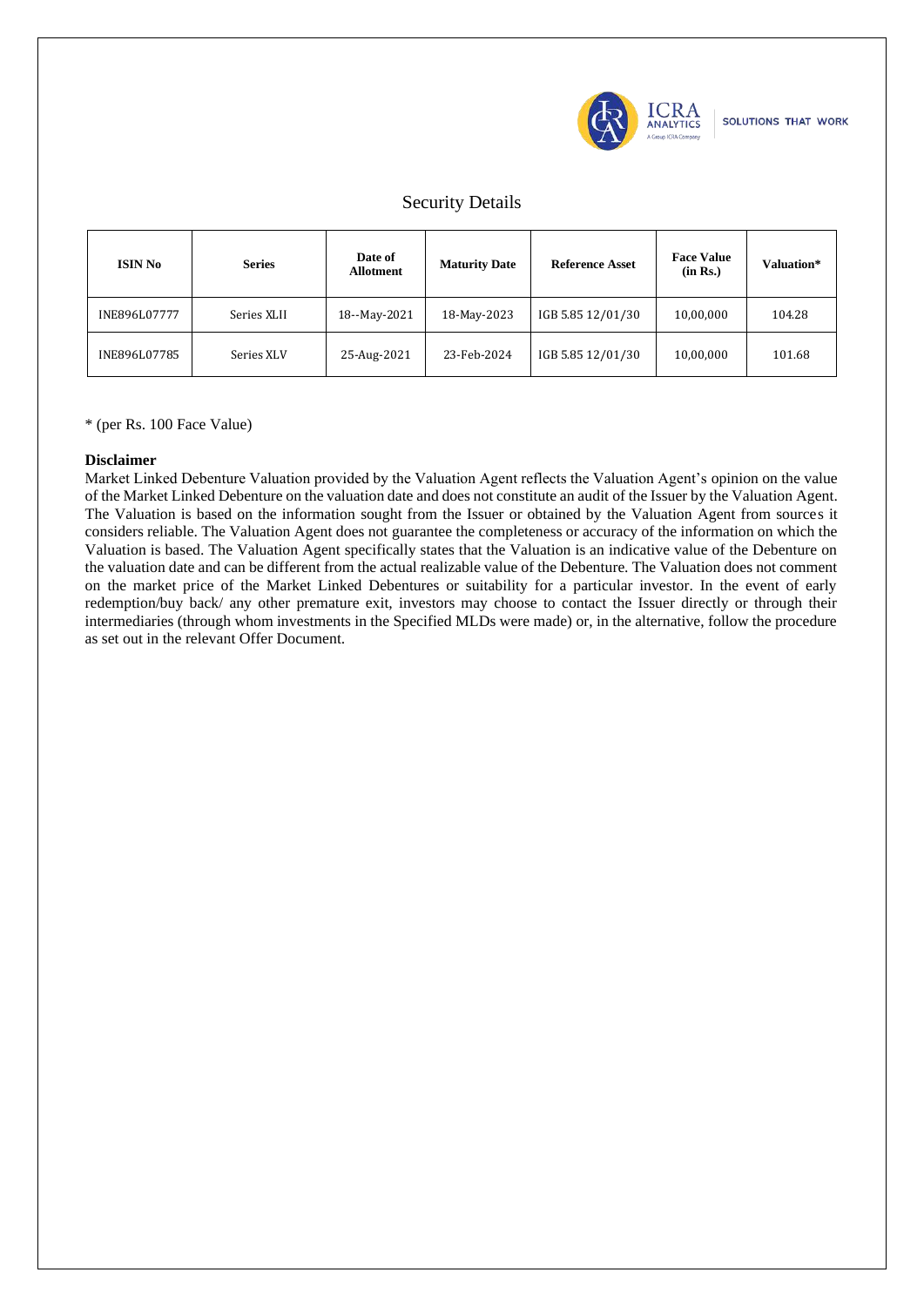## Security Details

| ISIN No | Series | Date of Allotment | Maturity Date | Reference Asset | Face Value (in Rs.) | Valuation* |
|---|---|---|---|---|---|---|
| INE896L07777 | Series XLII | 18--May-2021 | 18-May-2023 | IGB 5.85 12/01/30 | 10,00,000 | 104.28 |
| INE896L07785 | Series XLV | 25-Aug-2021 | 23-Feb-2024 | IGB 5.85 12/01/30 | 10,00,000 | 101.68 |

* (per Rs. 100 Face Value)

**Disclaimer**

Market Linked Debenture Valuation provided by the Valuation Agent reflects the Valuation Agent's opinion on the value of the Market Linked Debenture on the valuation date and does not constitute an audit of the Issuer by the Valuation Agent. The Valuation is based on the information sought from the Issuer or obtained by the Valuation Agent from sources it considers reliable. The Valuation Agent does not guarantee the completeness or accuracy of the information on which the Valuation is based. The Valuation Agent specifically states that the Valuation is an indicative value of the Debenture on the valuation date and can be different from the actual realizable value of the Debenture. The Valuation does not comment on the market price of the Market Linked Debentures or suitability for a particular investor. In the event of early redemption/buy back/ any other premature exit, investors may choose to contact the Issuer directly or through their intermediaries (through whom investments in the Specified MLDs were made) or, in the alternative, follow the procedure as set out in the relevant Offer Document.